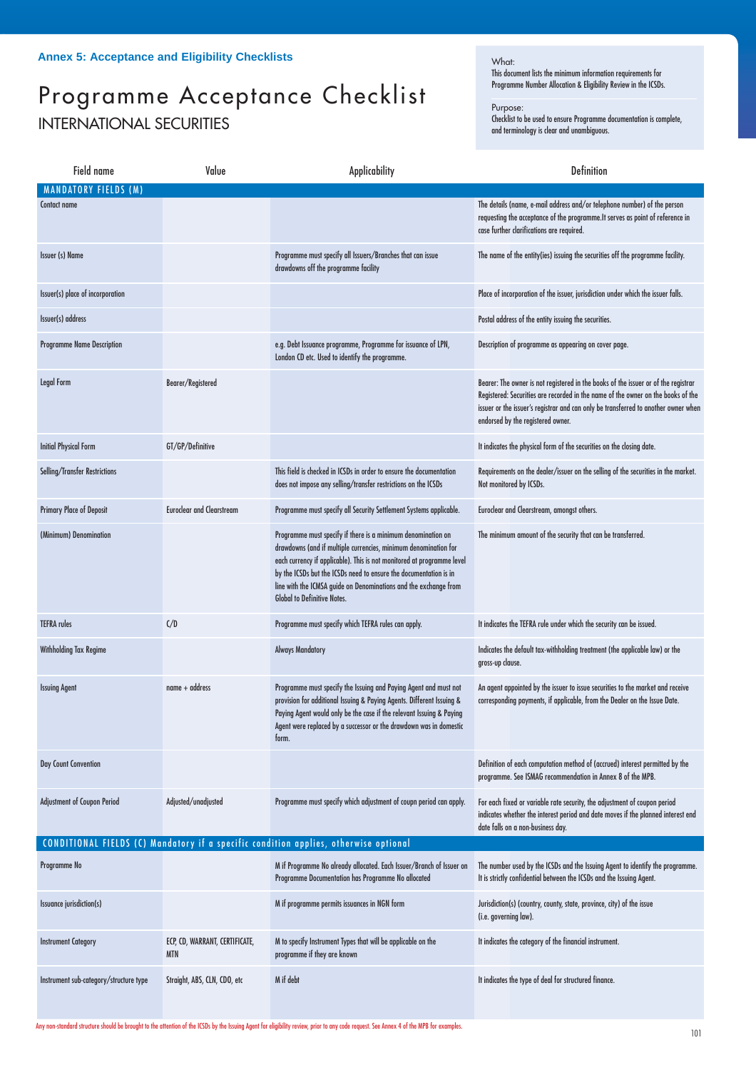**Annex 5: Acceptance and Eligibility Checklists**

# Programme Acceptance Checklist

## INTERNATIONAL SECURITIES

What:
This document lists the minimum information requirements for Programme Number Allocation & Eligibility Review in the ICSDs.

Purpose:
Checklist to be used to ensure Programme documentation is complete, and terminology is clear and unambiguous.

| Field name | Value | Applicability | Definition |
|---|---|---|---|
| **MANDATORY FIELDS (M)** | | | |
| Contact name | | | The details (name, e-mail address and/or telephone number) of the person requesting the acceptance of the programme.It serves as point of reference in case further clarifications are required. |
| Issuer (s) Name | | Programme must specify all Issuers/Branches that can issue drawdowns off the programme facility | The name of the entity(ies) issuing the securities off the programme facility. |
| Issuer(s) place of incorporation | | | Place of incorporation of the issuer, jurisdiction under which the issuer falls. |
| Issuer(s) address | | | Postal address of the entity issuing the securities. |
| Programme Name Description | | e.g. Debt Issuance programme, Programme for issuance of LPN, London CD etc. Used to identify the programme. | Description of programme as appearing on cover page. |
| Legal Form | Bearer/Registered | | Bearer: The owner is not registered in the books of the issuer or of the registrar Registered: Securities are recorded in the name of the owner on the books of the issuer or the issuer's registrar and can only be transferred to another owner when endorsed by the registered owner. |
| Initial Physical Form | GT/GP/Definitive | | It indicates the physical form of the securities on the closing date. |
| Selling/Transfer Restrictions | | This field is checked in ICSDs in order to ensure the documentation does not impose any selling/transfer restrictions on the ICSDs | Requirements on the dealer/issuer on the selling of the securities in the market. Not monitored by ICSDs. |
| Primary Place of Deposit | Euroclear and Clearstream | Programme must specify all Security Settlement Systems applicable. | Euroclear and Clearstream, amongst others. |
| (Minimum) Denomination | | Programme must specify if there is a minimum denomination on drawdowns (and if multiple currencies, minimum denomination for each currency if applicable). This is not monitored at programme level by the ICSDs but the ICSDs need to ensure the documentation is in line with the ICMSA guide on Denominations and the exchange from Global to Definitive Notes. | The minimum amount of the security that can be transferred. |
| TEFRA rules | C/D | Programme must specify which TEFRA rules can apply. | It indicates the TEFRA rule under which the security can be issued. |
| Withholding Tax Regime | | Always Mandatory | Indicates the default tax-withholding treatment (the applicable law) or the gross-up clause. |
| Issuing Agent | name + address | Programme must specify the Issuing and Paying Agent and must not provision for additional Issuing & Paying Agents. Different Issuing & Paying Agent would only be the case if the relevant Issuing & Paying Agent were replaced by a successor or the drawdown was in domestic form. | An agent appointed by the issuer to issue securities to the market and receive corresponding payments, if applicable, from the Dealer on the Issue Date. |
| Day Count Convention | | | Definition of each computation method of (accrued) interest permitted by the programme. See ISMAG recommendation in Annex 8 of the MPB. |
| Adjustment of Coupon Period | Adjusted/unadjusted | Programme must specify which adjustment of coupn period can apply. | For each fixed or variable rate security, the adjustment of coupon period indicates whether the interest period and date moves if the planned interest end date falls on a non-business day. |
| **CONDITIONAL FIELDS (C) Mandatory if a specific condition applies, otherwise optional** | | | |
| Programme No | | M if Programme No already allocated. Each Issuer/Branch of Issuer on Programme Documentation has Programme No allocated | The number used by the ICSDs and the Issuing Agent to identify the programme. It is strictly confidential between the ICSDs and the Issuing Agent. |
| Issuance jurisdiction(s) | | M if programme permits issuances in NGN form | Jurisdiction(s) (country, county, state, province, city) of the issue (i.e. governing law). |
| Instrument Category | ECP, CD, WARRANT, CERTIFICATE, MTN | M to specify Instrument Types that will be applicable on the programme if they are known | It indicates the category of the financial instrument. |
| Instrument sub-category/structure type | Straight, ABS, CLN, CDO, etc | M if debt | It indicates the type of deal for structured finance. |

Any non-standard structure should be brought to the attention of the ICSDs by the Issuing Agent for eligibility review, prior to any code request. See Annex 4 of the MPB for examples.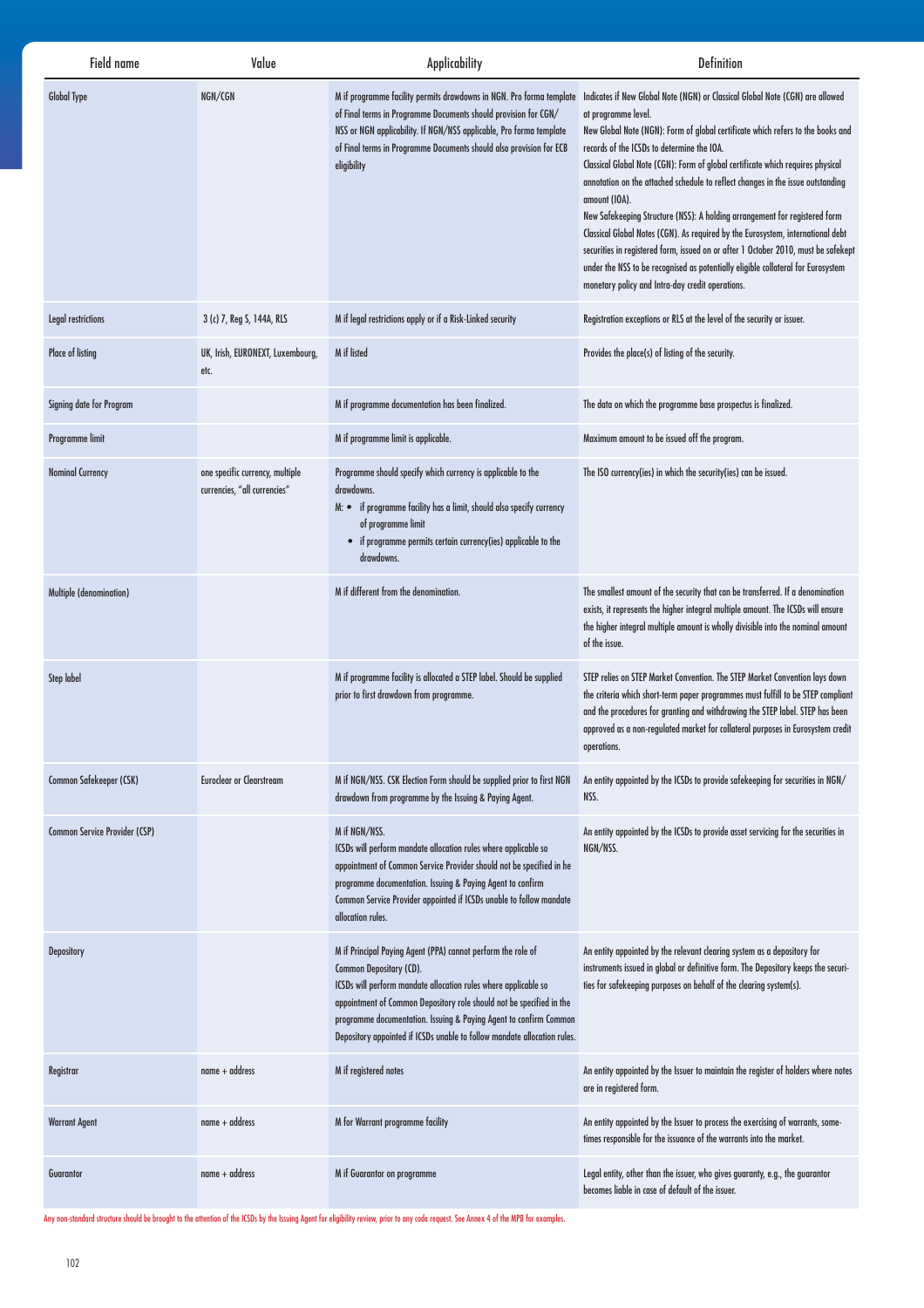| Field name | Value | Applicability | Definition |
|---|---|---|---|
| Global Type | NGN/CGN | M if programme facility permits drawdowns in NGN. Pro forma template of Final terms in Programme Documents should provision for CGN/ NSS or NGN applicability. If NGN/NSS applicable, Pro forma template of Final terms in Programme Documents should also provision for ECB eligibility | Indicates if New Global Note (NGN) or Classical Global Note (CGN) are allowed at programme level.<br>New Global Note (NGN): Form of global certificate which refers to the books and records of the ICSDs to determine the IOA.<br>Classical Global Note (CGN): Form of global certificate which requires physical annotation on the attached schedule to reflect changes in the issue outstanding amount (IOA).<br>New Safekeeping Structure (NSS): A holding arrangement for registered form Classical Global Notes (CGN). As required by the Eurosystem, international debt securities in registered form, issued on or after 1 October 2010, must be safekept under the NSS to be recognised as potentially eligible collateral for Eurosystem monetary policy and Intra-day credit operations. |
| Legal restrictions | 3 (c) 7, Reg S, 144A, RLS | M if legal restrictions apply or if a Risk-Linked security | Registration exceptions or RLS at the level of the security or issuer. |
| Place of listing | UK, Irish, EURONEXT, Luxembourg, etc. | M if listed | Provides the place(s) of listing of the security. |
| Signing date for Program | | M if programme documentation has been finalized. | The data on which the programme base prospectus is finalized. |
| Programme limit | | M if programme limit is applicable. | Maximum amount to be issued off the program. |
| Nominal Currency | one specific currency, multiple currencies, "all currencies" | Programme should specify which currency is applicable to the drawdowns.<br>M: • if programme facility has a limit, should also specify currency of programme limit<br>• if programme permits certain currency(ies) applicable to the drawdowns. | The ISO currency(ies) in which the security(ies) can be issued. |
| Multiple (denomination) | | M if different from the denomination. | The smallest amount of the security that can be transferred. If a denomination exists, it represents the higher integral multiple amount. The ICSDs will ensure the higher integral multiple amount is wholly divisible into the nominal amount of the issue. |
| Step label | | M if programme facility is allocated a STEP label. Should be supplied prior to first drawdown from programme. | STEP relies on STEP Market Convention. The STEP Market Convention lays down the criteria which short-term paper programmes must fulfill to be STEP compliant and the procedures for granting and withdrawing the STEP label. STEP has been approved as a non-regulated market for collateral purposes in Eurosystem credit operations. |
| Common Safekeeper (CSK) | Euroclear or Clearstream | M if NGN/NSS. CSK Election Form should be supplied prior to first NGN drawdown from programme by the Issuing & Paying Agent. | An entity appointed by the ICSDs to provide safekeeping for securities in NGN/ NSS. |
| Common Service Provider (CSP) | | M if NGN/NSS.<br>ICSDs will perform mandate allocation rules where applicable so appointment of Common Service Provider should not be specified in he programme documentation. Issuing & Paying Agent to confirm Common Service Provider appointed if ICSDs unable to follow mandate allocation rules. | An entity appointed by the ICSDs to provide asset servicing for the securities in NGN/NSS. |
| Depository | | M if Principal Paying Agent (PPA) cannot perform the role of Common Depositary (CD).<br>ICSDs will perform mandate allocation rules where applicable so appointment of Common Depository role should not be specified in the programme documentation. Issuing & Paying Agent to confirm Common Depository appointed if ICSDs unable to follow mandate allocation rules. | An entity appointed by the relevant clearing system as a depository for instruments issued in global or definitive form. The Depository keeps the securities for safekeeping purposes on behalf of the clearing system(s). |
| Registrar | name + address | M if registered notes | An entity appointed by the Issuer to maintain the register of holders where notes are in registered form. |
| Warrant Agent | name + address | M for Warrant programme facility | An entity appointed by the Issuer to process the exercising of warrants, sometimes responsible for the issuance of the warrants into the market. |
| Guarantor | name + address | M if Guarantor on programme | Legal entity, other than the issuer, who gives guaranty, e.g., the guarantor becomes liable in case of default of the issuer. |

Any non-standard structure should be brought to the attention of the ICSDs by the Issuing Agent for eligibility review, prior to any code request. See Annex 4 of the MPB for examples.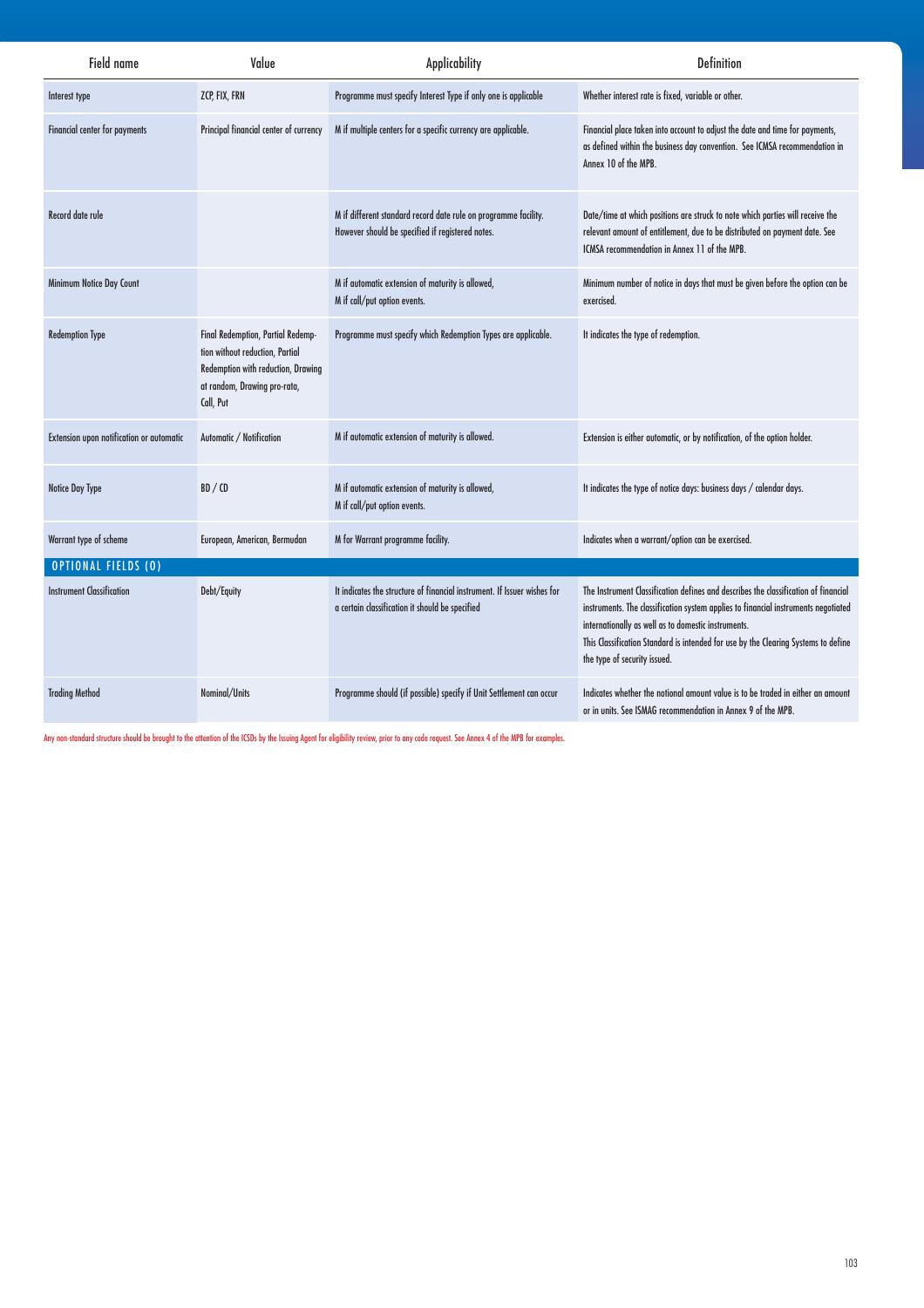| Field name | Value | Applicability | Definition |
|---|---|---|---|
| Interest type | ZCP, FIX, FRN | Programme must specify Interest Type if only one is applicable | Whether interest rate is fixed, variable or other. |
| Financial center for payments | Principal financial center of currency | M if multiple centers for a specific currency are applicable. | Financial place taken into account to adjust the date and time for payments, as defined within the business day convention. See ICMSA recommendation in Annex 10 of the MPB. |
| Record date rule | | M if different standard record date rule on programme facility. However should be specified if registered notes. | Date/time at which positions are struck to note which parties will receive the relevant amount of entitlement, due to be distributed on payment date. See ICMSA recommendation in Annex 11 of the MPB. |
| Minimum Notice Day Count | | M if automatic extension of maturity is allowed, M if call/put option events. | Minimum number of notice in days that must be given before the option can be exercised. |
| Redemption Type | Final Redemption, Partial Redemption without reduction, Partial Redemption with reduction, Drawing at random, Drawing pro-rata, Call, Put | Programme must specify which Redemption Types are applicable. | It indicates the type of redemption. |
| Extension upon notification or automatic | Automatic / Notification | M if automatic extension of maturity is allowed. | Extension is either automatic, or by notification, of the option holder. |
| Notice Day Type | BD / CD | M if automatic extension of maturity is allowed, M if call/put option events. | It indicates the type of notice days: business days / calendar days. |
| Warrant type of scheme | European, American, Bermudan | M for Warrant programme facility. | Indicates when a warrant/option can be exercised. |
| **OPTIONAL FIELDS (O)** | | | |
| Instrument Classification | Debt/Equity | It indicates the structure of financial instrument. If Issuer wishes for a certain classification it should be specified | The Instrument Classification defines and describes the classification of financial instruments. The classification system applies to financial instruments negotiated internationally as well as to domestic instruments. This Classification Standard is intended for use by the Clearing Systems to define the type of security issued. |
| Trading Method | Nominal/Units | Programme should (if possible) specify if Unit Settlement can occur | Indicates whether the notional amount value is to be traded in either an amount or in units. See ISMAG recommendation in Annex 9 of the MPB. |

Any non-standard structure should be brought to the attention of the ICSDs by the Issuing Agent for eligibility review, prior to any code request. See Annex 4 of the MPB for examples.